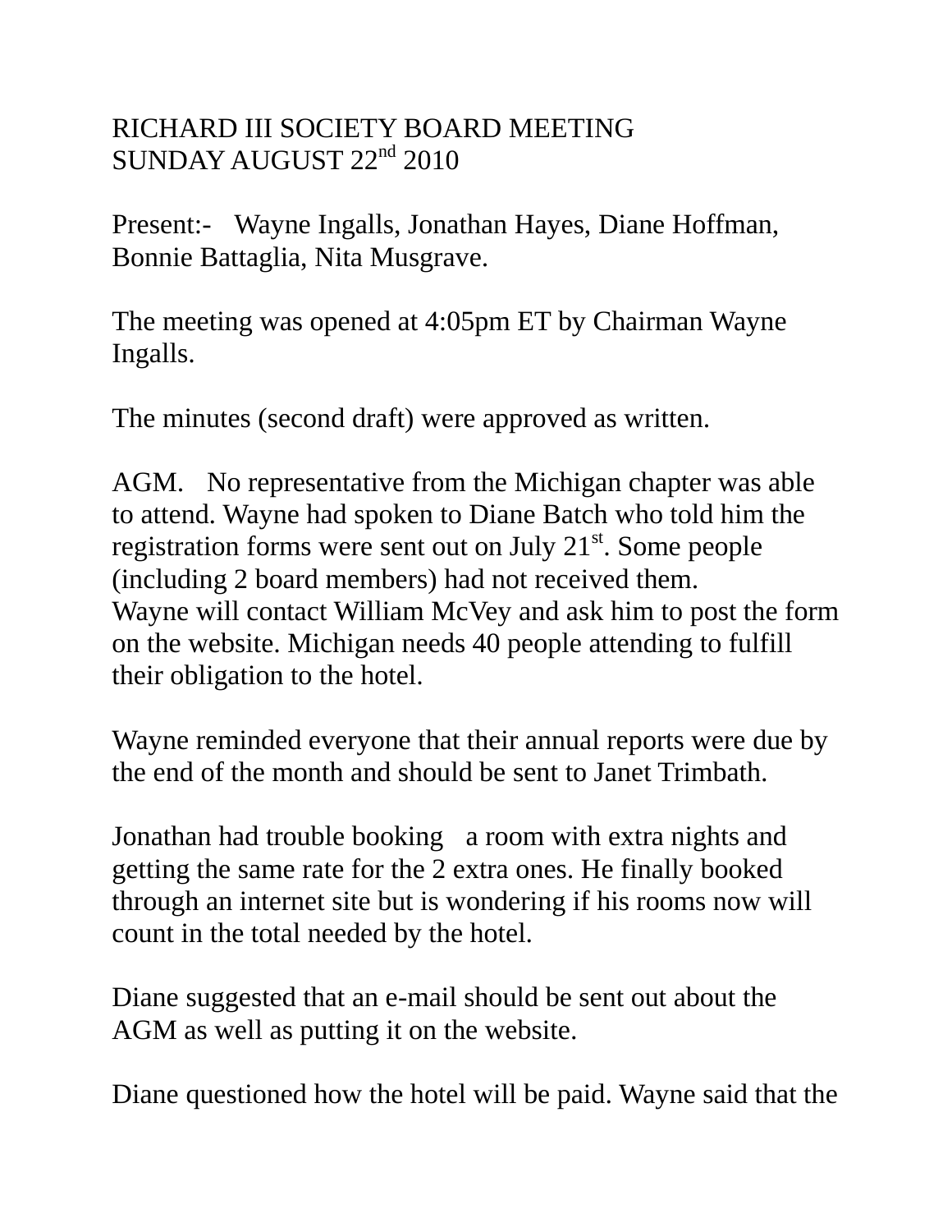RICHARD III SOCIETY BOARD MEETING
SUNDAY AUGUST 22nd 2010

Present:- Wayne Ingalls, Jonathan Hayes, Diane Hoffman, Bonnie Battaglia, Nita Musgrave.

The meeting was opened at 4:05pm ET by Chairman Wayne Ingalls.

The minutes (second draft) were approved as written.

AGM. No representative from the Michigan chapter was able to attend. Wayne had spoken to Diane Batch who told him the registration forms were sent out on July 21st. Some people (including 2 board members) had not received them.
Wayne will contact William McVey and ask him to post the form on the website. Michigan needs 40 people attending to fulfill their obligation to the hotel.

Wayne reminded everyone that their annual reports were due by the end of the month and should be sent to Janet Trimbath.

Jonathan had trouble booking a room with extra nights and getting the same rate for the 2 extra ones. He finally booked through an internet site but is wondering if his rooms now will count in the total needed by the hotel.

Diane suggested that an e-mail should be sent out about the AGM as well as putting it on the website.

Diane questioned how the hotel will be paid. Wayne said that the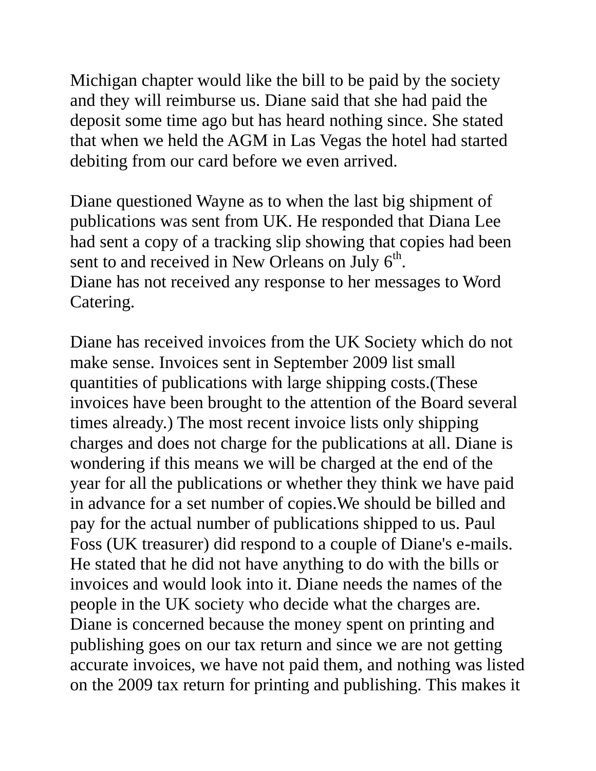Michigan chapter would like the bill to be paid by the society and they will reimburse us. Diane said that she had paid the deposit some time ago but has heard nothing since. She stated that when we held the AGM in Las Vegas the hotel had started debiting from our card before we even arrived.

Diane questioned Wayne as to when the last big shipment of publications was sent from UK. He responded that Diana Lee had sent a copy of a tracking slip showing that copies had been sent to and received in New Orleans on July 6th.
Diane has not received any response to her messages to Word Catering.

Diane has received invoices from the UK Society which do not make sense. Invoices sent in September 2009 list small quantities of publications with large shipping costs.(These invoices have been brought to the attention of the Board several times already.) The most recent invoice lists only shipping charges and does not charge for the publications at all. Diane is wondering if this means we will be charged at the end of the year for all the publications or whether they think we have paid in advance for a set number of copies.We should be billed and pay for the actual number of publications shipped to us. Paul Foss (UK treasurer) did respond to a couple of Diane's e-mails. He stated that he did not have anything to do with the bills or invoices and would look into it. Diane needs the names of the people in the UK society who decide what the charges are. Diane is concerned because the money spent on printing and publishing goes on our tax return and since we are not getting accurate invoices, we have not paid them, and nothing was listed on the 2009 tax return for printing and publishing. This makes it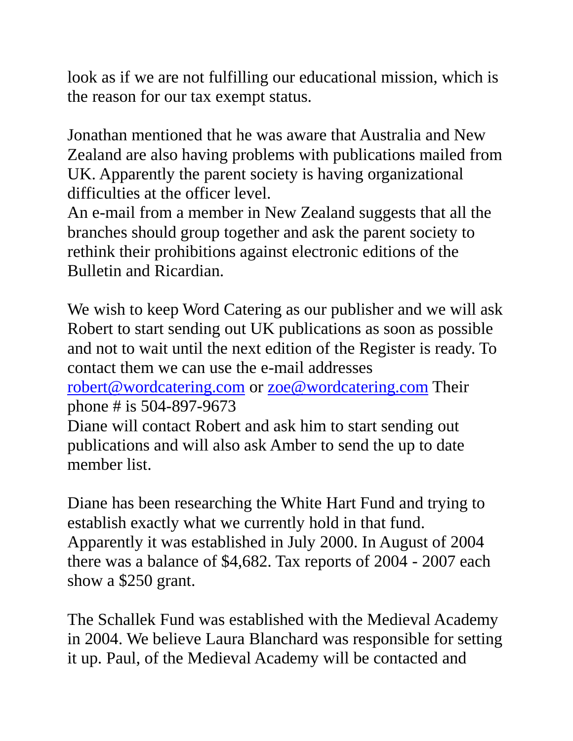look as if we are not fulfilling our educational mission, which is the reason for our tax exempt status.

Jonathan mentioned that he was aware that Australia and New Zealand are also having problems with publications mailed from UK. Apparently the parent society is having organizational difficulties at the officer level.
An e-mail from a member in New Zealand suggests that all the branches should group together and ask the parent society to rethink their prohibitions against electronic editions of the Bulletin and Ricardian.

We wish to keep Word Catering as our publisher and we will ask Robert to start sending out UK publications as soon as possible and not to wait until the next edition of the Register is ready. To contact them we can use the e-mail addresses robert@wordcatering.com or zoe@wordcatering.com Their phone # is 504-897-9673
Diane will contact Robert and ask him to start sending out publications and will also ask Amber to send the up to date member list.

Diane has been researching the White Hart Fund and trying to establish exactly what we currently hold in that fund. Apparently it was established in July 2000. In August of 2004 there was a balance of $4,682. Tax reports of 2004 - 2007 each show a $250 grant.

The Schallek Fund was established with the Medieval Academy in 2004. We believe Laura Blanchard was responsible for setting it up. Paul, of the Medieval Academy will be contacted and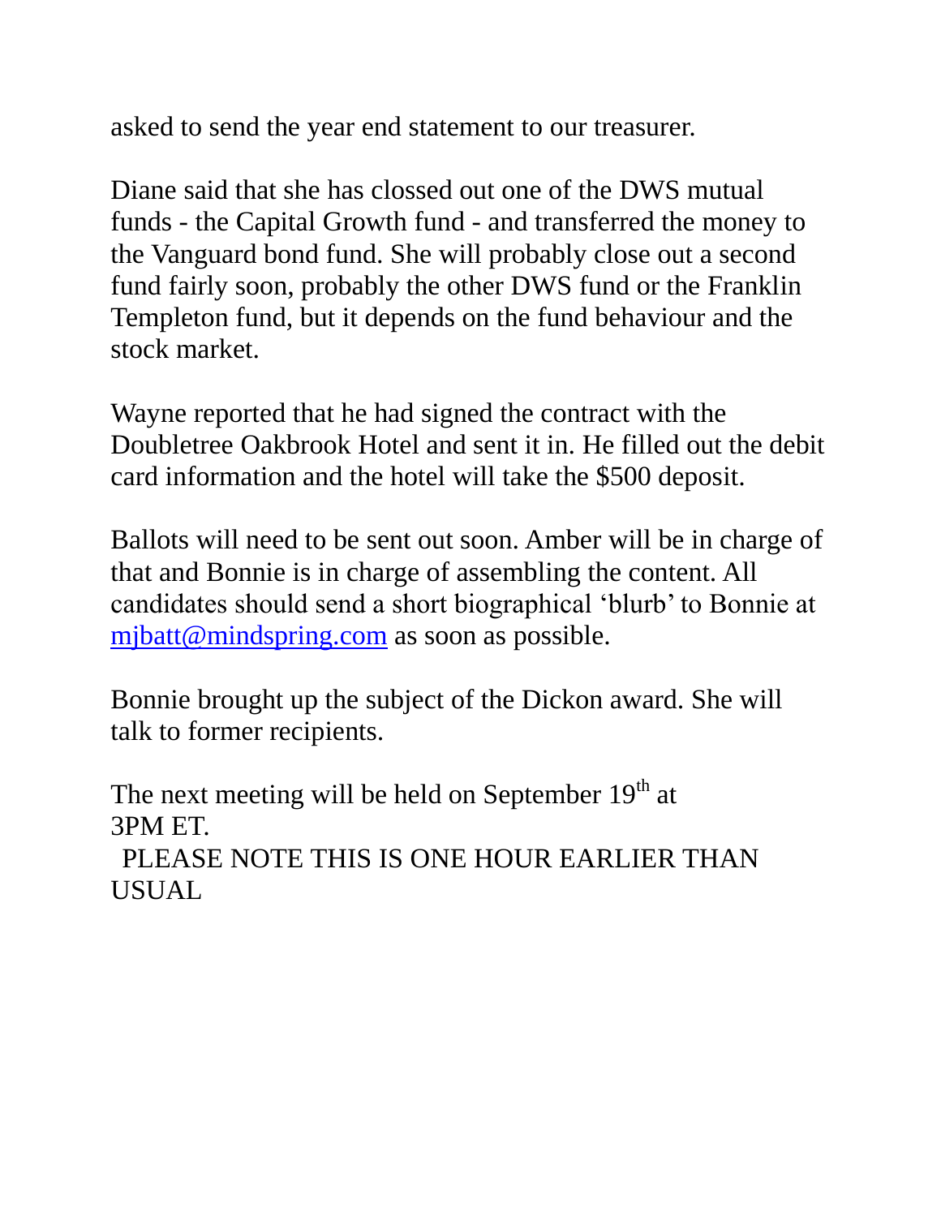asked to send the year end statement to our treasurer.

Diane said that she has clossed out one of the DWS mutual funds - the Capital Growth fund - and transferred the money to the Vanguard bond fund. She will probably close out a second fund fairly soon, probably the other DWS fund or the Franklin Templeton fund, but it depends on the fund behaviour and the stock market.

Wayne reported that he had signed the contract with the Doubletree Oakbrook Hotel and sent it in. He filled out the debit card information and the hotel will take the $500 deposit.

Ballots will need to be sent out soon. Amber will be in charge of that and Bonnie is in charge of assembling the content. All candidates should send a short biographical 'blurb' to Bonnie at [mjbatt@mindspring.com](mailto:mjbatt@mindspring.com) as soon as possible.

Bonnie brought up the subject of the Dickon award. She will talk to former recipients.

The next meeting will be held on September 19th at 3PM ET.
PLEASE NOTE THIS IS ONE HOUR EARLIER THAN USUAL